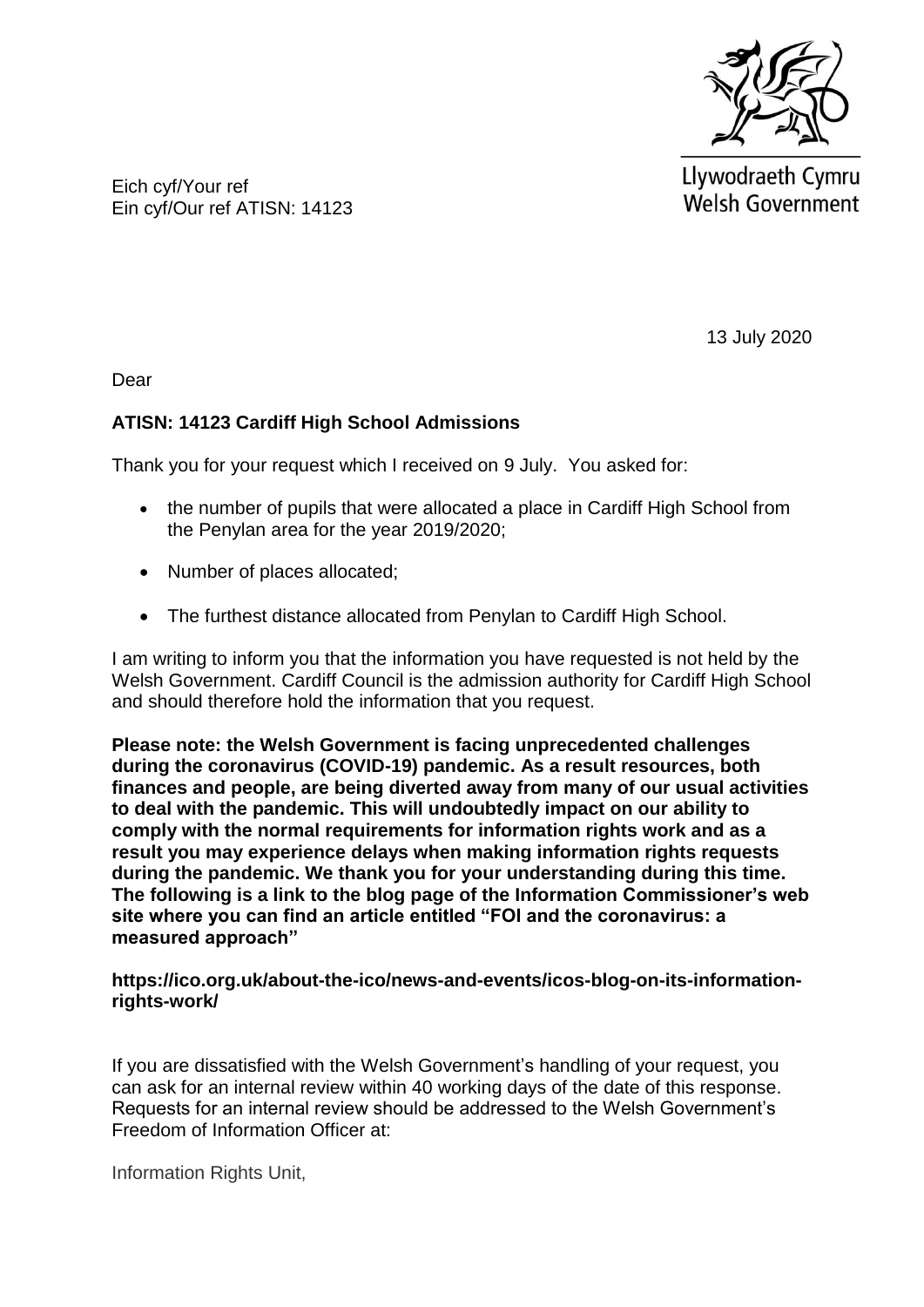Llywodraeth Cymru
Welsh Government

Eich cyf/Your ref
Ein cyf/Our ref ATISN: 14123

13 July 2020

Dear

**ATISN: 14123 Cardiff High School Admissions**

Thank you for your request which I received on 9 July. You asked for:

- the number of pupils that were allocated a place in Cardiff High School from the Penylan area for the year 2019/2020;
- Number of places allocated;
- The furthest distance allocated from Penylan to Cardiff High School.

I am writing to inform you that the information you have requested is not held by the Welsh Government. Cardiff Council is the admission authority for Cardiff High School and should therefore hold the information that you request.

**Please note: the Welsh Government is facing unprecedented challenges during the coronavirus (COVID-19) pandemic. As a result resources, both finances and people, are being diverted away from many of our usual activities to deal with the pandemic. This will undoubtedly impact on our ability to comply with the normal requirements for information rights work and as a result you may experience delays when making information rights requests during the pandemic. We thank you for your understanding during this time. The following is a link to the blog page of the Information Commissioner's web site where you can find an article entitled "FOI and the coronavirus: a measured approach"**

**https://ico.org.uk/about-the-ico/news-and-events/icos-blog-on-its-information-rights-work/**

If you are dissatisfied with the Welsh Government's handling of your request, you can ask for an internal review within 40 working days of the date of this response. Requests for an internal review should be addressed to the Welsh Government's Freedom of Information Officer at:

Information Rights Unit,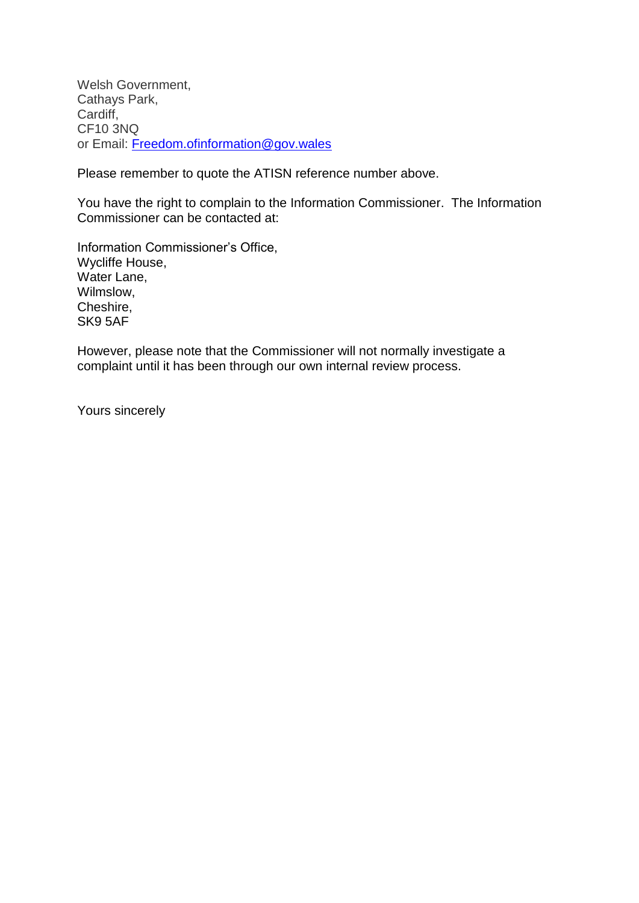Welsh Government,
Cathays Park,
Cardiff,
CF10 3NQ
or Email: [Freedom.ofinformation@gov.wales](mailto:Freedom.ofinformation@gov.wales)

Please remember to quote the ATISN reference number above.

You have the right to complain to the Information Commissioner. The Information Commissioner can be contacted at:

Information Commissioner's Office,
Wycliffe House,
Water Lane,
Wilmslow,
Cheshire,
SK9 5AF

However, please note that the Commissioner will not normally investigate a complaint until it has been through our own internal review process.

Yours sincerely